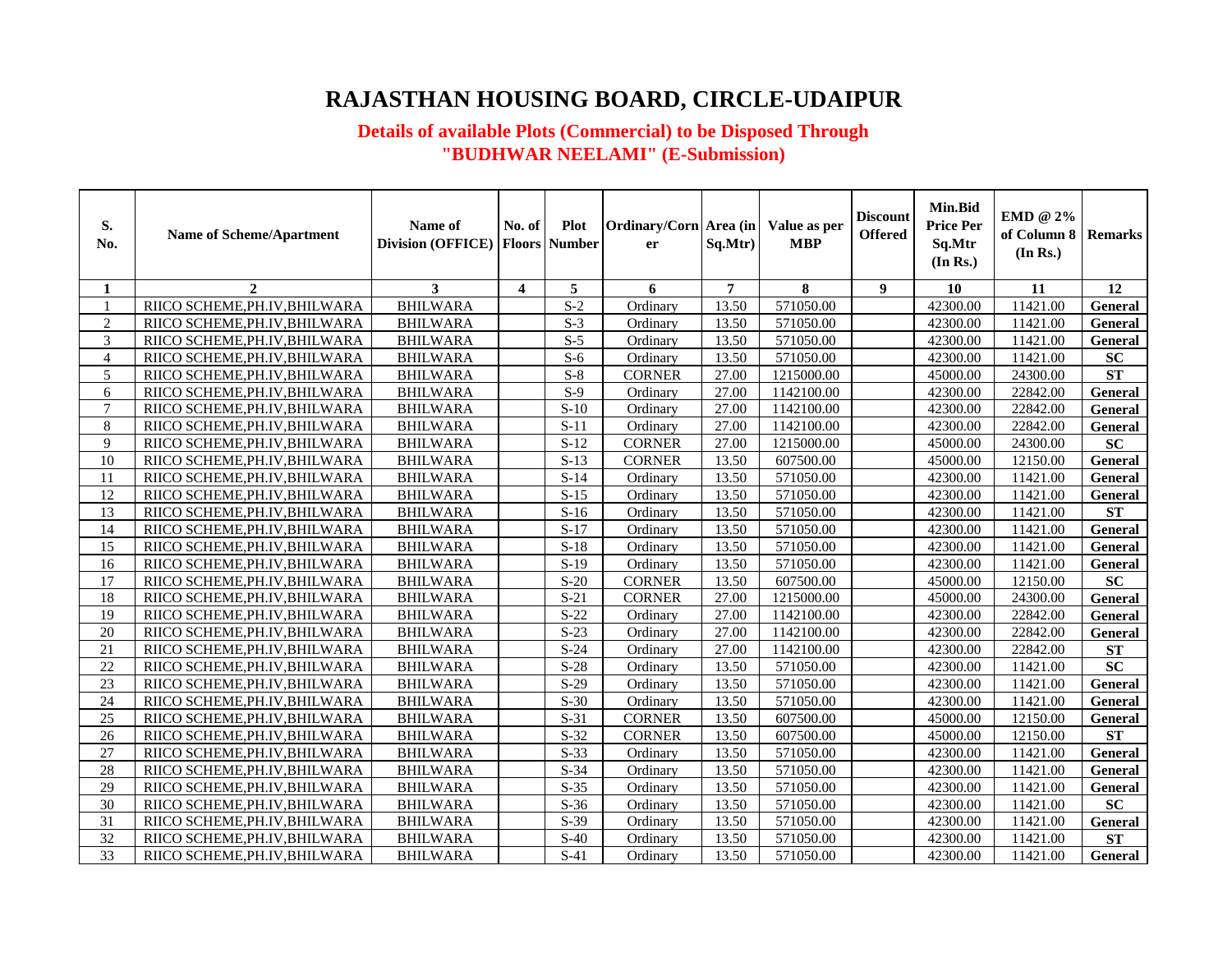# RAJASTHAN HOUSING BOARD, CIRCLE-UDAIPUR

## Details of available Plots (Commercial) to be Disposed Through "BUDHWAR NEELAMI" (E-Submission)

| S. No. | Name of Scheme/Apartment | Name of Division (OFFICE) | No. of Floors | Plot Number | Ordinary/Corner | Area (in Sq.Mtr) | Value as per MBP | Discount Offered | Min.Bid Price Per Sq.Mtr (In Rs.) | EMD @ 2% of Column 8 (In Rs.) | Remarks |
|---|---|---|---|---|---|---|---|---|---|---|---|
| **1** | **2** | **3** | **4** | **5** | **6** | **7** | **8** | **9** | **10** | **11** | **12** |
| 1 | RIICO SCHEME,PH.IV,BHILWARA | BHILWARA | | S-2 | Ordinary | 13.50 | 571050.00 | | 42300.00 | 11421.00 | **General** |
| 2 | RIICO SCHEME,PH.IV,BHILWARA | BHILWARA | | S-3 | Ordinary | 13.50 | 571050.00 | | 42300.00 | 11421.00 | **General** |
| 3 | RIICO SCHEME,PH.IV,BHILWARA | BHILWARA | | S-5 | Ordinary | 13.50 | 571050.00 | | 42300.00 | 11421.00 | **General** |
| 4 | RIICO SCHEME,PH.IV,BHILWARA | BHILWARA | | S-6 | Ordinary | 13.50 | 571050.00 | | 42300.00 | 11421.00 | **SC** |
| 5 | RIICO SCHEME,PH.IV,BHILWARA | BHILWARA | | S-8 | CORNER | 27.00 | 1215000.00 | | 45000.00 | 24300.00 | **ST** |
| 6 | RIICO SCHEME,PH.IV,BHILWARA | BHILWARA | | S-9 | Ordinary | 27.00 | 1142100.00 | | 42300.00 | 22842.00 | **General** |
| 7 | RIICO SCHEME,PH.IV,BHILWARA | BHILWARA | | S-10 | Ordinary | 27.00 | 1142100.00 | | 42300.00 | 22842.00 | **General** |
| 8 | RIICO SCHEME,PH.IV,BHILWARA | BHILWARA | | S-11 | Ordinary | 27.00 | 1142100.00 | | 42300.00 | 22842.00 | **General** |
| 9 | RIICO SCHEME,PH.IV,BHILWARA | BHILWARA | | S-12 | CORNER | 27.00 | 1215000.00 | | 45000.00 | 24300.00 | **SC** |
| 10 | RIICO SCHEME,PH.IV,BHILWARA | BHILWARA | | S-13 | CORNER | 13.50 | 607500.00 | | 45000.00 | 12150.00 | **General** |
| 11 | RIICO SCHEME,PH.IV,BHILWARA | BHILWARA | | S-14 | Ordinary | 13.50 | 571050.00 | | 42300.00 | 11421.00 | **General** |
| 12 | RIICO SCHEME,PH.IV,BHILWARA | BHILWARA | | S-15 | Ordinary | 13.50 | 571050.00 | | 42300.00 | 11421.00 | **General** |
| 13 | RIICO SCHEME,PH.IV,BHILWARA | BHILWARA | | S-16 | Ordinary | 13.50 | 571050.00 | | 42300.00 | 11421.00 | **ST** |
| 14 | RIICO SCHEME,PH.IV,BHILWARA | BHILWARA | | S-17 | Ordinary | 13.50 | 571050.00 | | 42300.00 | 11421.00 | **General** |
| 15 | RIICO SCHEME,PH.IV,BHILWARA | BHILWARA | | S-18 | Ordinary | 13.50 | 571050.00 | | 42300.00 | 11421.00 | **General** |
| 16 | RIICO SCHEME,PH.IV,BHILWARA | BHILWARA | | S-19 | Ordinary | 13.50 | 571050.00 | | 42300.00 | 11421.00 | **General** |
| 17 | RIICO SCHEME,PH.IV,BHILWARA | BHILWARA | | S-20 | CORNER | 13.50 | 607500.00 | | 45000.00 | 12150.00 | **SC** |
| 18 | RIICO SCHEME,PH.IV,BHILWARA | BHILWARA | | S-21 | CORNER | 27.00 | 1215000.00 | | 45000.00 | 24300.00 | **General** |
| 19 | RIICO SCHEME,PH.IV,BHILWARA | BHILWARA | | S-22 | Ordinary | 27.00 | 1142100.00 | | 42300.00 | 22842.00 | **General** |
| 20 | RIICO SCHEME,PH.IV,BHILWARA | BHILWARA | | S-23 | Ordinary | 27.00 | 1142100.00 | | 42300.00 | 22842.00 | **General** |
| 21 | RIICO SCHEME,PH.IV,BHILWARA | BHILWARA | | S-24 | Ordinary | 27.00 | 1142100.00 | | 42300.00 | 22842.00 | **ST** |
| 22 | RIICO SCHEME,PH.IV,BHILWARA | BHILWARA | | S-28 | Ordinary | 13.50 | 571050.00 | | 42300.00 | 11421.00 | **SC** |
| 23 | RIICO SCHEME,PH.IV,BHILWARA | BHILWARA | | S-29 | Ordinary | 13.50 | 571050.00 | | 42300.00 | 11421.00 | **General** |
| 24 | RIICO SCHEME,PH.IV,BHILWARA | BHILWARA | | S-30 | Ordinary | 13.50 | 571050.00 | | 42300.00 | 11421.00 | **General** |
| 25 | RIICO SCHEME,PH.IV,BHILWARA | BHILWARA | | S-31 | CORNER | 13.50 | 607500.00 | | 45000.00 | 12150.00 | **General** |
| 26 | RIICO SCHEME,PH.IV,BHILWARA | BHILWARA | | S-32 | CORNER | 13.50 | 607500.00 | | 45000.00 | 12150.00 | **ST** |
| 27 | RIICO SCHEME,PH.IV,BHILWARA | BHILWARA | | S-33 | Ordinary | 13.50 | 571050.00 | | 42300.00 | 11421.00 | **General** |
| 28 | RIICO SCHEME,PH.IV,BHILWARA | BHILWARA | | S-34 | Ordinary | 13.50 | 571050.00 | | 42300.00 | 11421.00 | **General** |
| 29 | RIICO SCHEME,PH.IV,BHILWARA | BHILWARA | | S-35 | Ordinary | 13.50 | 571050.00 | | 42300.00 | 11421.00 | **General** |
| 30 | RIICO SCHEME,PH.IV,BHILWARA | BHILWARA | | S-36 | Ordinary | 13.50 | 571050.00 | | 42300.00 | 11421.00 | **SC** |
| 31 | RIICO SCHEME,PH.IV,BHILWARA | BHILWARA | | S-39 | Ordinary | 13.50 | 571050.00 | | 42300.00 | 11421.00 | **General** |
| 32 | RIICO SCHEME,PH.IV,BHILWARA | BHILWARA | | S-40 | Ordinary | 13.50 | 571050.00 | | 42300.00 | 11421.00 | **ST** |
| 33 | RIICO SCHEME,PH.IV,BHILWARA | BHILWARA | | S-41 | Ordinary | 13.50 | 571050.00 | | 42300.00 | 11421.00 | **General** |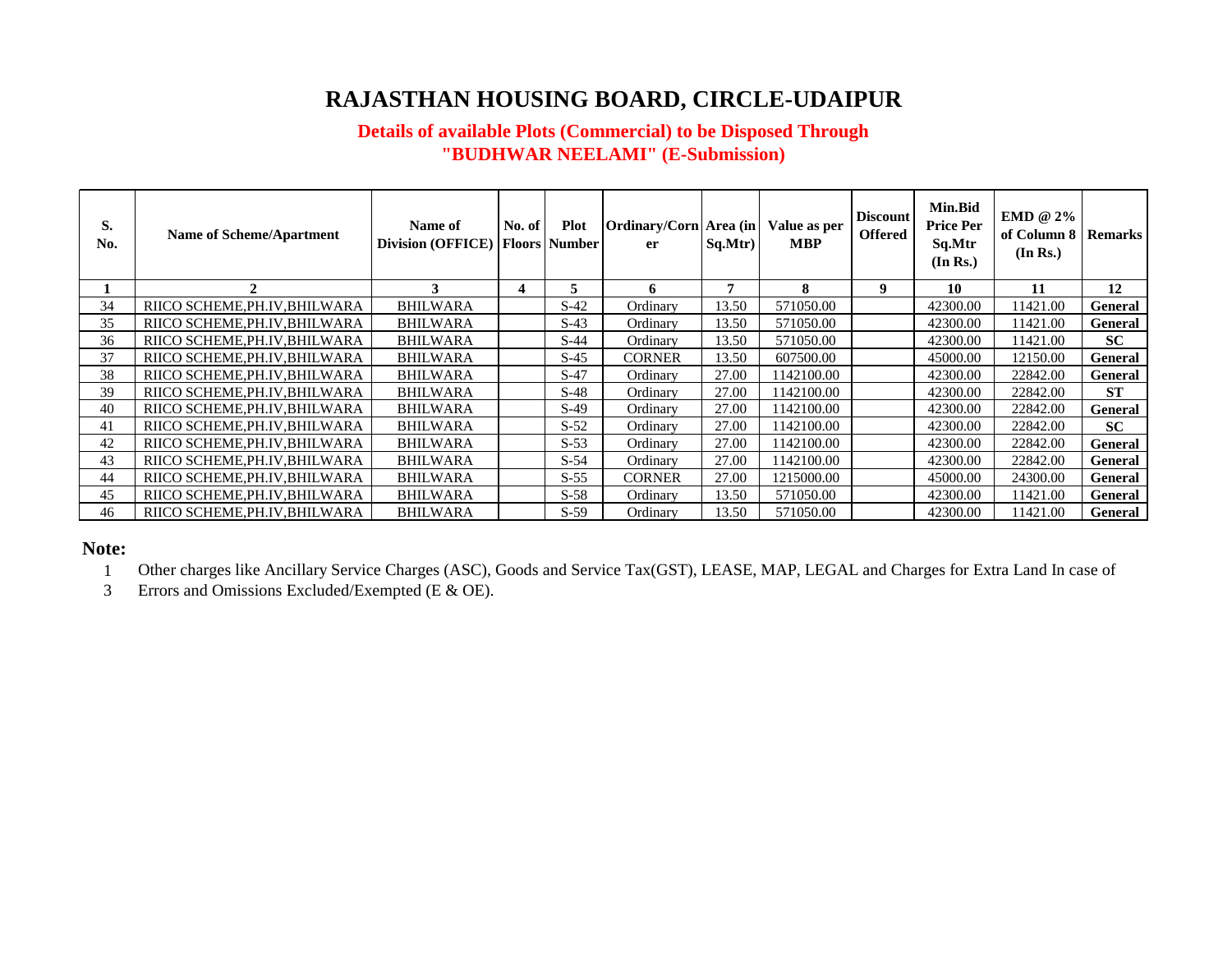# RAJASTHAN HOUSING BOARD, CIRCLE-UDAIPUR

## Details of available Plots (Commercial) to be Disposed Through "BUDHWAR NEELAMI" (E-Submission)

| S. No. | Name of Scheme/Apartment | Name of Division (OFFICE) | No. of Floors | Plot Number | Ordinary/Corner | Area (in Sq.Mtr) | Value as per MBP | Discount Offered | Min.Bid Price Per Sq.Mtr (In Rs.) | EMD @ 2% of Column 8 (In Rs.) | Remarks |
|---|---|---|---|---|---|---|---|---|---|---|---|
| 1 | 2 | 3 | 4 | 5 | 6 | 7 | 8 | 9 | 10 | 11 | 12 |
| 34 | RIICO SCHEME,PH.IV,BHILWARA | BHILWARA | | S-42 | Ordinary | 13.50 | 571050.00 | | 42300.00 | 11421.00 | **General** |
| 35 | RIICO SCHEME,PH.IV,BHILWARA | BHILWARA | | S-43 | Ordinary | 13.50 | 571050.00 | | 42300.00 | 11421.00 | **General** |
| 36 | RIICO SCHEME,PH.IV,BHILWARA | BHILWARA | | S-44 | Ordinary | 13.50 | 571050.00 | | 42300.00 | 11421.00 | **SC** |
| 37 | RIICO SCHEME,PH.IV,BHILWARA | BHILWARA | | S-45 | CORNER | 13.50 | 607500.00 | | 45000.00 | 12150.00 | **General** |
| 38 | RIICO SCHEME,PH.IV,BHILWARA | BHILWARA | | S-47 | Ordinary | 27.00 | 1142100.00 | | 42300.00 | 22842.00 | **General** |
| 39 | RIICO SCHEME,PH.IV,BHILWARA | BHILWARA | | S-48 | Ordinary | 27.00 | 1142100.00 | | 42300.00 | 22842.00 | **ST** |
| 40 | RIICO SCHEME,PH.IV,BHILWARA | BHILWARA | | S-49 | Ordinary | 27.00 | 1142100.00 | | 42300.00 | 22842.00 | **General** |
| 41 | RIICO SCHEME,PH.IV,BHILWARA | BHILWARA | | S-52 | Ordinary | 27.00 | 1142100.00 | | 42300.00 | 22842.00 | **SC** |
| 42 | RIICO SCHEME,PH.IV,BHILWARA | BHILWARA | | S-53 | Ordinary | 27.00 | 1142100.00 | | 42300.00 | 22842.00 | **General** |
| 43 | RIICO SCHEME,PH.IV,BHILWARA | BHILWARA | | S-54 | Ordinary | 27.00 | 1142100.00 | | 42300.00 | 22842.00 | **General** |
| 44 | RIICO SCHEME,PH.IV,BHILWARA | BHILWARA | | S-55 | CORNER | 27.00 | 1215000.00 | | 45000.00 | 24300.00 | **General** |
| 45 | RIICO SCHEME,PH.IV,BHILWARA | BHILWARA | | S-58 | Ordinary | 13.50 | 571050.00 | | 42300.00 | 11421.00 | **General** |
| 46 | RIICO SCHEME,PH.IV,BHILWARA | BHILWARA | | S-59 | Ordinary | 13.50 | 571050.00 | | 42300.00 | 11421.00 | **General** |

**Note:**

1 Other charges like Ancillary Service Charges (ASC), Goods and Service Tax(GST), LEASE, MAP, LEGAL and Charges for Extra Land In case of

3 Errors and Omissions Excluded/Exempted (E & OE).